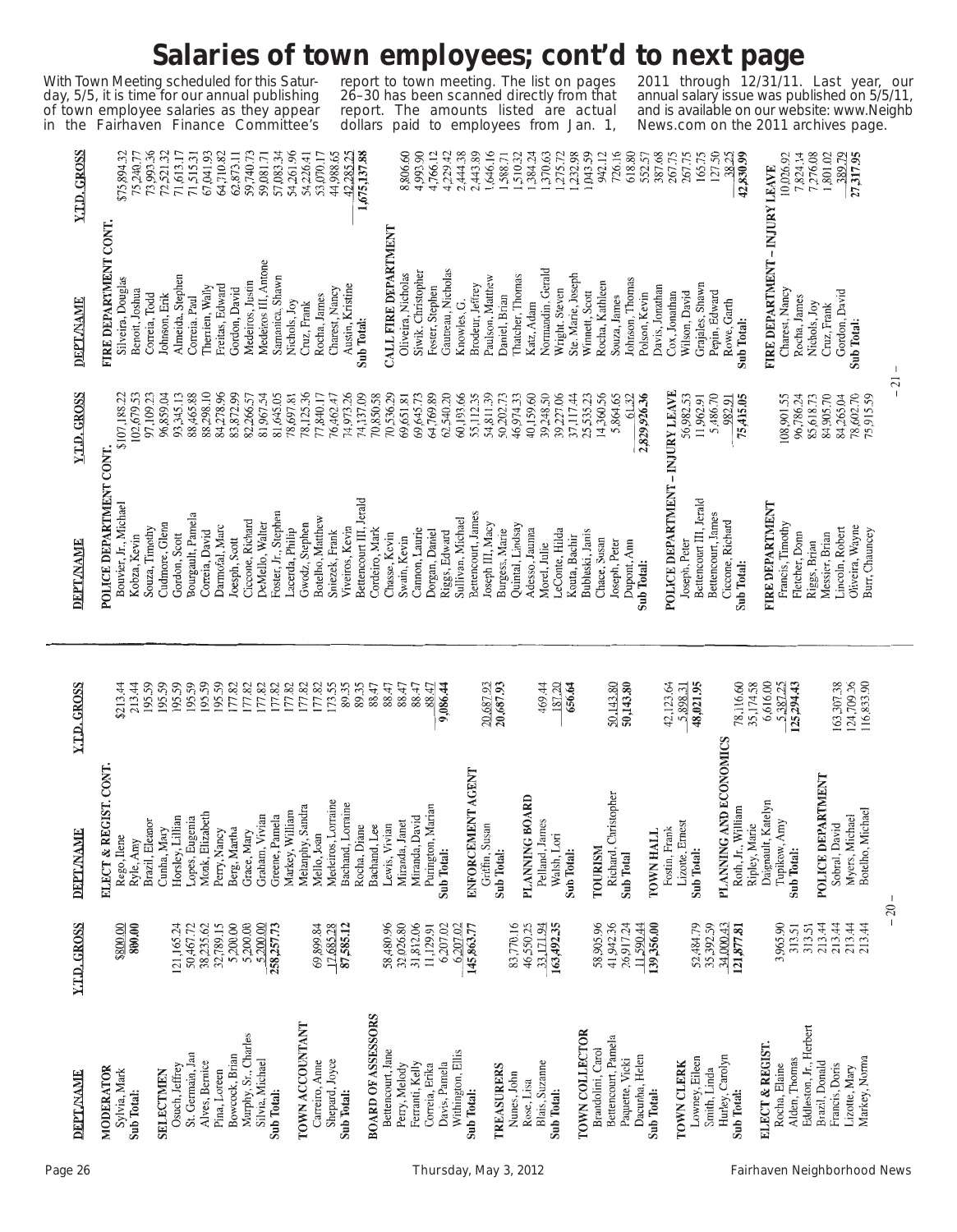# Salaries of town employees; cont'd to next page

With Town Meeting scheduled for this Saturday, 5/5, it is time for our annual publishing of town employee salaries as they appear in the Fairhaven Finance Committee's report to town meeting. The list on pages 26–30 has been scanned directly from that report. The amounts listed are actual dollars paid to employees from Jan. 1, 2011 through 12/31/11. Last year, our annual salary issue was published on 5/5/11, and is available on our website: www.NeighbNews.com on the 2011 archives page.

| DEPT/NAME | Y.T.D. GROSS |
|---|---|
| **MODERATOR** | |
| Sylvia, Mark | $800.00 |
| **Sub Total:** | **800.00** |
| **SELECTMEN** | |
| Osuch, Jeffrey | 121,165.24 |
| St. Germain, Jan | 50,467.72 |
| Alves, Bernice | 38,235.62 |
| Pina, Loreen | 32,789.15 |
| Bowcock, Brian | 5,200.00 |
| Murphy, Sr., Charles | 5,200.00 |
| Silvia, Michael | 5,200.00 |
| **Sub Total:** | **258,257.73** |
| **TOWN ACCOUNTANT** | |
| Carreiro, Anne | 69,899.84 |
| Shepard, Joyce | 17,685.28 |
| **Sub Total:** | **87,585.12** |
| **BOARD OF ASSESSORS** | |
| Bettencourt, Jane | 58,480.96 |
| Perry, Melody | 32,026.80 |
| Ferranti, Kelly | 31,812.06 |
| Correia, Erika | 11,129.91 |
| Davis, Pamela | 6,207.02 |
| Withington, Ellis | 6,207.02 |
| **Sub Total:** | **145,863.77** |
| **TREASURERS** | |
| Nunes, John | 83,770.16 |
| Rose, Lisa | 46,550.25 |
| Blais, Suzanne | 33,171.94 |
| **Sub Total:** | **163,492.35** |
| **TOWN COLLECTOR** | |
| Brandolini, Carol | 58,905.96 |
| Bettencourt, Pamela | 41,942.36 |
| Paquette, Vicki | 26,917.24 |
| Dacunha, Helen | 11,590.44 |
| **Sub Total:** | **139,356.00** |
| **TOWN CLERK** | |
| Lowney, Eileen | 52,484.79 |
| Smith, Linda | 35,392.59 |
| Hurley, Carolyn | 34,000.43 |
| **Sub Total:** | **121,877.81** |
| **ELECT & REGIST.** | |
| Rocha, Elaine | 3,965.90 |
| Alden, Thomas | 313.51 |
| Eddleston, Jr., Herbert | 313.51 |
| Brazil, Donald | 213.44 |
| Francis, Doris | 213.44 |
| Lizotte, Mary | 213.44 |
| Markey, Norma | 213.44 |
| **ELECT & REGIST. CONT.** | |
| Rego, Ilene | $213.44 |
| Ryle, Amy | 213.44 |
| Brazil, Eleanor | 195.59 |
| Cunha, Mary | 195.59 |
| Horsley, Lillian | 195.59 |
| Lopes, Eugenia | 195.59 |
| Monk, Elizabeth | 195.59 |
| Perry, Nancy | 177.82 |
| Berg, Martha | 177.82 |
| Grace, Mary | 177.82 |
| Graham, Vivian | 177.82 |
| Greene, Pamela | 177.82 |
| Markey, William | 177.82 |
| Metaphy, Sandra | 177.82 |
| Mello, Joan | 173.55 |
| Medeiros, Lorraine | 89.35 |
| Bachand, Lorraine | 89.35 |
| Rocha, Diane | 88.47 |
| Bachand, Lee | 88.47 |
| Lewis, Vivian | 88.47 |
| Miranda, Janet | 88.47 |
| Miranda, David | 88.47 |
| Purington, Marian | 88.47 |
| **Sub Total:** | **9,086.44** |
| **ENFORCEMENT AGENT** | |
| Griffin, Susan | 20,687.93 |
| **Sub Total:** | **20,687.93** |
| **PLANNING BOARD** | |
| Pelland, James | 469.44 |
| Walsh, Lori | 187.20 |
| **Sub Total:** | **656.64** |
| **TOURISM** | |
| Richard, Christopher | 50,143.80 |
| **Sub Total** | **50,143.80** |
| **TOWN HALL** | |
| Fostin, Frank | 42,123.64 |
| Lizotte, Ernest | 5,898.31 |
| **Sub Total:** | **48,021.95** |
| **PLANNING AND ECONOMICS** | |
| Roth, Jr., William | 78,116.60 |
| Ripley, Marie | 35,174.58 |
| Daignault, Katelyn | 6,616.00 |
| Tupikow, Amy | 5,387.25 |
| **Sub Total:** | **125,294.43** |
| **POLICE DEPARTMENT** | |
| Sobral, David | 163,307.38 |
| Myers, Michael | 124,709.26 |
| Botelho, Michael | 116,833.90 |
| **POLICE DEPARTMENT CONT.** | |
| Bouvier, Jr., Michael | $107,188.22 |
| Kobza, Kevin | 102,679.53 |
| Souza, Timothy | 97,109.23 |
| Cudmore, Glenn | 96,859.04 |
| Gordon, Scott | 93,345.13 |
| Bourgault, Pamela | 88,465.88 |
| Correia, David | 88,298.10 |
| Darmofal, Marc | 84,278.96 |
| Joseph, Scott | 83,872.99 |
| Ciccone, Richard | 82,266.57 |
| DeMello, Walter | 81,967.54 |
| Foster, Jr., Stephen | 81,645.05 |
| Lacerda, Philip | 78,697.81 |
| Gwodz, Stephen | 78,125.36 |
| Botelho, Matthew | 77,840.17 |
| Sniezek, Frank | 76,462.47 |
| Viveiros, Kevin | 74,973.26 |
| Bettencourt III, Jerald | 74,137.09 |
| Cordeiro, Mark | 70,850.58 |
| Chasse, Kevin | 70,536.29 |
| Swain, Kevin | 69,651.81 |
| Cannon, Laurie | 69,645.73 |
| Dorgan, Daniel | 64,769.89 |
| Riggs, Edward | 62,540.20 |
| Sullivan, Michael | 60,193.66 |
| Bettencourt, James | 55,112.35 |
| Joseph III, Macy | 54,811.39 |
| Burgess, Marie | 50,202.73 |
| Quintal, Lindsay | 46,974.33 |
| Adesso, Jaunna | 40,159.60 |
| Morel, Julie | 39,248.50 |
| LeConte, Hilda | 39,227.06 |
| Koutta, Bachir | 37,117.44 |
| Bubluski, Janis | 25,535.23 |
| Chace, Susan | 14,360.56 |
| Joseph, Peter | 5,864.65 |
| Dupont, Ann | 61.32 |
| **Sub Total:** | **2,829,926.36** |
| **POLICE DEPARTMENT – INJURY LEAVE** | |
| Joseph, Peter | 56,982.53 |
| Bettencourt III, Jerald | 11,962.91 |
| Bettencourt, James | 5,486.70 |
| Ciccone, Richard | 982.91 |
| **Sub Total:** | **75,415.05** |
| **FIRE DEPARTMENT** | |
| Francis, Timothy | 108,901.55 |
| Fletcher, Donn | 96,786.24 |
| Riggs, Brian | 85,618.73 |
| Messier, Brian | 84,905.70 |
| Lincoln, Robert | 84,265.04 |
| Oliveira, Wayne | 78,602.70 |
| Burr, Chauncey | 75,915.59 |
| **FIRE DEPARTMENT CONT.** | |
| Silveira, Douglas | $75,894.32 |
| Benoit, Joshua | 75,240.77 |
| Correia, Todd | 73,993.36 |
| Johnson, Erik | 72,521.32 |
| Almeida, Stephen | 71,613.17 |
| Correia, Paul | 71,515.31 |
| Therrien, Wally | 67,041.93 |
| Freitas, Edward | 64,710.82 |
| Gordon, David | 62,873.11 |
| Medeiros, Justin | 59,740.73 |
| Medeiros III, Antone | 59,081.71 |
| Samanica, Shawn | 57,083.34 |
| Nichols, Joy | 54,261.96 |
| Cruz, Frank | 54,226.41 |
| Rocha, James | 53,070.17 |
| Charest, Nancy | 44,988.65 |
| Austin, Kristine | 42,285.25 |
| **Sub Total:** | **1,675,137.88** |
| **CALL FIRE DEPARTMENT** | |
| Oliveira, Nicholas | 8,806.60 |
| Siwik, Christopher | 4,993.90 |
| Foster, Stephen | 4,766.12 |
| Gautreau, Nicholas | 4,229.42 |
| Knowles, G. | 2,444.38 |
| Brodeur, Jeffrey | 2,443.89 |
| Paulson, Matthew | 1,646.16 |
| Daniel, Brian | 1,588.71 |
| Thatcher, Thomas | 1,510.32 |
| Katz, Adam | 1,384.24 |
| Normandin, Gerald | 1,370.63 |
| Wright, Steven | 1,275.72 |
| Ste. Marie, Joseph | 1,232.98 |
| Winnett, Scott | 1,043.59 |
| Rocha, Kathleen | 942.12 |
| Souza, James | 726.16 |
| Johnson, Thomas | 618.80 |
| Polson, Kevin | 552.57 |
| Davis, Jonathan | 387.68 |
| Cox, Jonathan | 267.75 |
| Wilson, David | 267.75 |
| Grajales, Shawn | 165.75 |
| Pepin, Edward | 127.50 |
| Rowe, Garth | 38.25 |
| **Sub Total:** | **42,830.99** |
| **FIRE DEPARTMENT – INJURY LEAVE** | |
| Charest, Nancy | 10,026.92 |
| Rocha, James | 7,824.14 |
| Nichols, Joy | 7,276.08 |
| Cruz, Frank | 1,801.02 |
| Gordon, David | 389.79 |
| **Sub Total:** | **27,317.95** |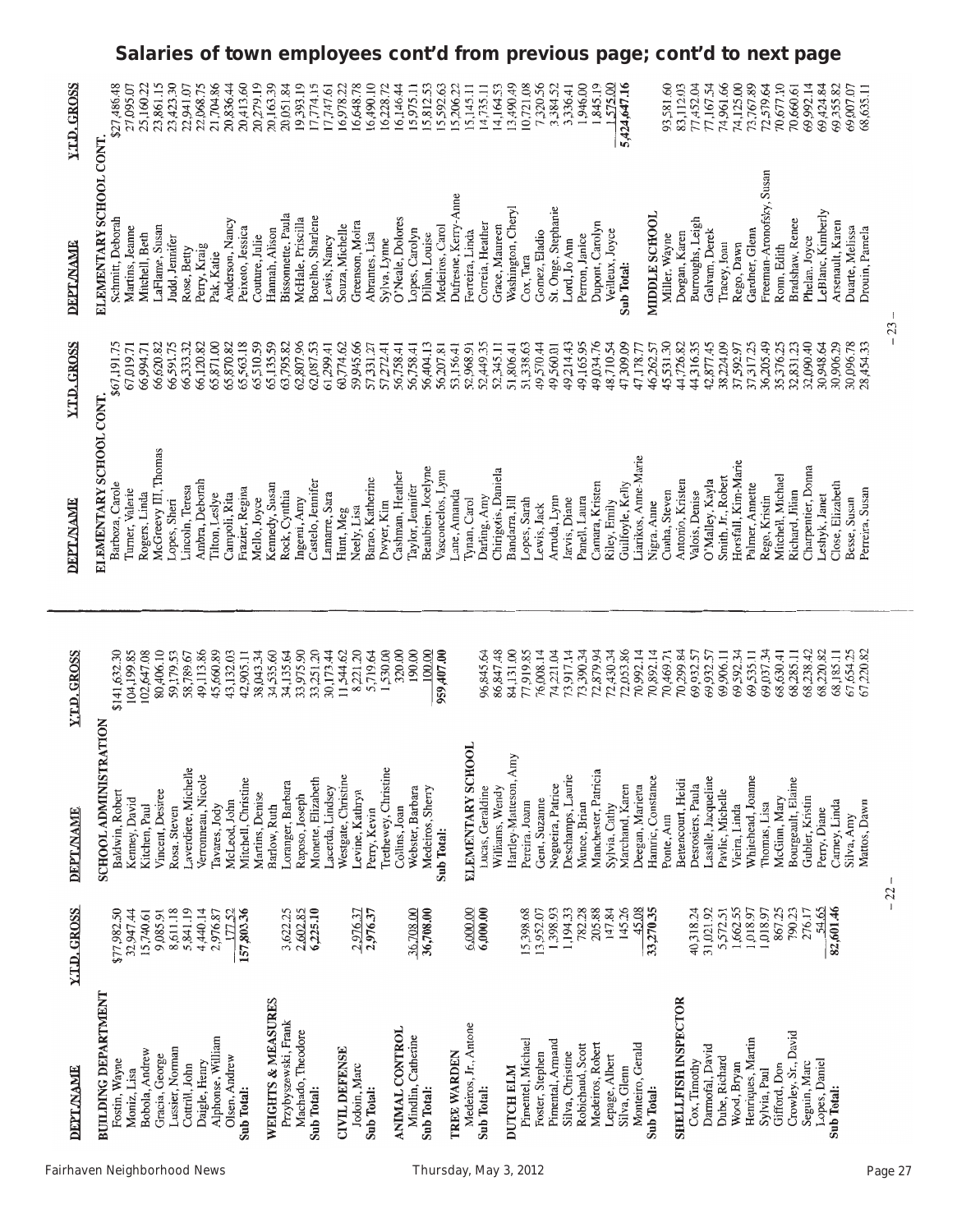## Salaries of town employees cont'd from previous page; cont'd to next page

| DEPT/NAME | Y.T.D. GROSS |
|---|---|
| **BUILDING DEPARTMENT** | |
| Fostin, Wayne | $77,982.50 |
| Moniz, Lisa | 32,947.44 |
| Bobola, Andrew | 15,740.61 |
| Gracia, George | 9,085.91 |
| Lussier, Norman | 8,611.18 |
| Cottrill, John | 5,841.19 |
| Daigle, Henry | 4,440.14 |
| Alphonse, William | 2,976.87 |
| Olsen, Andrew | 177.52 |
| **Sub Total:** | **157,803.36** |
| **WEIGHTS & MEASURES** | |
| Przybyszewski, Frank | 3,622.25 |
| Machado, Theodore | 2,602.85 |
| **Sub Total:** | **6,225.10** |
| **CIVIL DEFENSE** | |
| Jodoin, Marc | 2,976.37 |
| **Sub Total:** | **2,976.37** |
| **ANIMAL CONTROL** | |
| Mindlin, Catherine | 36,708.00 |
| **Sub Total:** | **36,708.00** |
| **TREE WARDEN** | |
| Medeiros, Jr., Antone | 6,000.00 |
| **Sub Total:** | **6,000.00** |
| **DUTCH ELM** | |
| Pimentel, Michael | 15,398.68 |
| Foster, Stephen | 13,952.07 |
| Pimentel, Armand | 1,398.93 |
| Silva, Christine | 1,194.33 |
| Robichaud, Scott | 782.28 |
| Medeiros, Robert | 205.88 |
| Lepage, Albert | 147.84 |
| Silva, Glenn | 145.26 |
| Monteiro, Gerald | 45.08 |
| **Sub Total:** | **33,270.35** |
| **SHELLFISH INSPECTOR** | |
| Cox, Timothy | 40,318.24 |
| Darmofal, David | 31,021.92 |
| Dube, Richard | 5,572.51 |
| Wood, Bryan | 1,662.55 |
| Henriques, Martin | 1,018.97 |
| Sylvia, Paul | 1,018.97 |
| Gifford, Don | 867.25 |
| Crowley, Sr., David | 790.23 |
| Seguin, Marc | 276.17 |
| Lopes, Daniel | 54.65 |
| **Sub Total:** | **82,601.46** |

| DEPT/NAME | Y.T.D. GROSS |
|---|---|
| **SCHOOL ADMINISTRATION** | |
| Baldwin, Robert | $141,632.30 |
| Kenney, David | 104,199.85 |
| Kitchen, Paul | 102,647.08 |
| Vincent, Desiree | 80,406.10 |
| Rosa, Steven | 59,179.53 |
| Laverdiere, Michelle | 58,789.67 |
| Verronneau, Nicole | 49,113.86 |
| Tavares, Jody | 45,660.89 |
| McLeod, John | 43,132.03 |
| Mitchell, Christine | 42,905.11 |
| Martins, Denise | 38,043.34 |
| Barlow, Ruth | 34,535.60 |
| Loranger, Barbara | 34,135.64 |
| Raposo, Joseph | 33,975.90 |
| Monette, Elizabeth | 33,251.20 |
| Lacerda, Lindsey | 30,173.44 |
| Westgate, Christine | 11,544.62 |
| Levine, Kathryn | 8,221.20 |
| Perry, Kevin | 5,719.64 |
| Trethewey, Christine | 1,530.00 |
| Collins, Joan | 320.00 |
| Webster, Barbara | 190.00 |
| Medeiros, Sherry | 100.00 |
| **Sub Total:** | **959,407.00** |
| **ELEMENTARY SCHOOL** | |
| Lucas, Geraldine | 96,845.64 |
| Williams, Wendy | 86,847.48 |
| Hartley-Matteson, Amy | 84,131.00 |
| Pereira, Joann | 77,919.85 |
| Gent, Suzanne | 76,008.14 |
| Nogueira, Patrice | 74,221.04 |
| Deschamps, Laurie | 73,917.14 |
| Munce, Brian | 73,390.34 |
| Manchester, Patricia | 72,879.94 |
| Sylvia, Cathy | 72,430.34 |
| Marchand, Karen | 72,053.86 |
| Deegan, Marietta | 70,992.14 |
| Hamric, Constance | 70,892.14 |
| Ponte, Ann | 70,469.71 |
| Bettencourt, Heidi | 70,299.84 |
| Desrosiers, Paula | 69,932.57 |
| Lasalle, Jacqueline | 69,932.57 |
| Pavlic, Michelle | 69,906.11 |
| Vieira, Linda | 69,592.34 |
| Whitehead, Joanne | 69,535.11 |
| Thomas, Lisa | 69,037.34 |
| McGinn, Mary | 68,630.41 |
| Bourgeault, Elaine | 68,285.11 |
| Gubler, Kristin | 68,238.42 |
| Perry, Diane | 68,220.82 |
| Carney, Linda | 68,185.11 |
| Silva, Amy | 67,654.25 |
| Mattos, Dawn | 67,220.82 |

| DEPT/NAME | Y.T.D. GROSS |
|---|---|
| **ELEMENTARY SCHOOL CONT.** | |
| Barboza, Carole | $67,191.75 |
| Turner, Valerie | 67,019.71 |
| Rogers, Linda | 66,994.71 |
| McGreevy III, Thomas | 66,620.82 |
| Lopes, Sheri | 66,591.75 |
| Lincoln, Teresa | 66,333.32 |
| Ambra, Deborah | 66,120.82 |
| Tilton, Leslye | 65,871.00 |
| Campoli, Rita | 65,870.82 |
| Frazier, Regina | 65,563.18 |
| Mello, Joyce | 65,510.59 |
| Kennedy, Susan | 65,135.59 |
| Rock, Cynthia | 63,795.82 |
| Ingemi, Amy | 62,807.96 |
| Castelo, Jennifer | 62,087.53 |
| Lamarre, Sara | 61,299.41 |
| Hunt, Meg | 60,774.62 |
| Neely, Lisa | 59,945.66 |
| Barao, Katherine | 57,331.27 |
| Dwyer, Kim | 57,272.41 |
| Cashman, Heather | 56,758.41 |
| Taylor, Jennifer | 56,758.41 |
| Beaubien, Jocelyne | 56,404.13 |
| Vasconcelos, Lynn | 56,207.81 |
| Lane, Amanda | 53,156.41 |
| Tynan, Carol | 52,968.91 |
| Darling, Amy | 52,449.35 |
| Chirigotis, Daniela | 52,345.11 |
| Bandarra, Jill | 51,806.41 |
| Lopes, Sarah | 51,338.63 |
| Lewis, Jack | 49,570.44 |
| Arruda, Lynn | 49,560.01 |
| Jarvis, Diane | 49,214.43 |
| Panell, Laura | 49,165.95 |
| Camara, Kristen | 49,034.76 |
| Riley, Emily | 48,710.54 |
| Guilfoyle, Kelly | 47,309.09 |
| Liarikos, Anne-Marie | 47,178.77 |
| Nigra, Anne | 46,262.57 |
| Cunha, Steven | 45,531.30 |
| Antonio, Kristen | 44,726.82 |
| Valois, Denise | 44,316.35 |
| O'Malley, Kayla | 42,877.45 |
| Smith, Jr., Robert | 38,224.09 |
| Horsfall, Kim-Marie | 37,592.97 |
| Palmer, Annette | 37,317.25 |
| Rego, Kristin | 36,205.49 |
| Mitchell, Michael | 35,376.25 |
| Richard, Jilian | 32,831.23 |
| Charpentier, Donna | 32,090.40 |
| Leshyk, Janet | 30,948.64 |
| Close, Elizabeth | 30,906.29 |
| Besse, Susan | 30,096.78 |
| Perreira, Susan | 28,454.33 |

| DEPT/NAME | Y.T.D. GROSS |
|---|---|
| **ELEMENTARY SCHOOL CONT.** | |
| Schmitt, Deborah | $27,486.48 |
| Martins, Jeanne | 27,095.07 |
| Mitchell, Beth | 25,160.22 |
| LaFlame, Susan | 23,861.15 |
| Judd, Jennifer | 23,423.30 |
| Rose, Betty | 22,941.07 |
| Perry, Kraig | 22,068.75 |
| Pak, Katie | 21,704.86 |
| Anderson, Nancy | 20,836.44 |
| Peixoto, Jessica | 20,413.60 |
| Couture, Julie | 20,279.19 |
| Hannah, Alison | 20,163.39 |
| Bissonnette, Paula | 20,051.84 |
| McHale, Priscilla | 19,393.19 |
| Botelho, Sharlene | 17,774.15 |
| Lewis, Nancy | 17,747.61 |
| Souza, Michelle | 16,978.22 |
| Greenson, Moira | 16,648.78 |
| Abrantes, Lisa | 16,490.10 |
| Sylva, Lynne | 16,228.72 |
| O'Neale, Dolores | 16,146.44 |
| Lopes, Carolyn | 15,975.11 |
| Dillon, Louise | 15,812.53 |
| Medeiros, Carol | 15,592.63 |
| Dufresne, Kerry-Anne | 15,206.22 |
| Ferreira, Linda | 15,145.11 |
| Correia, Heather | 14,735.11 |
| Grace, Maureen | 14,164.53 |
| Washington, Cheryl | 13,490.49 |
| Cox, Tara | 10,721.08 |
| Gomez, Eladio | 7,320.56 |
| St. Onge, Stephanie | 3,384.52 |
| Lord, Jo Ann | 3,336.41 |
| Perron, Janice | 1,946.00 |
| Dupont, Carolyn | 1,845.19 |
| Veilleux, Joyce | 1,575.00 |
| **Sub Total:** | **5,424,647.16** |
| **MIDDLE SCHOOL** | |
| Miller, Wayne | 93,581.60 |
| Dorgan, Karen | 83,112.03 |
| Burroughs, Leigh | 77,452.04 |
| Galvam, Derek | 77,167.54 |
| Tracey, Joan | 74,961.66 |
| Rego, Dawn | 74,125.00 |
| Gardner, Glenn | 73,767.89 |
| Freeman-Aronofsky, Susan | 72,579.64 |
| Ronn, Edith | 70,677.10 |
| Bradshaw, Renee | 70,660.61 |
| Phelan, Joyce | 69,992.14 |
| LeBlanc, Kimberly | 69,424.84 |
| Arsenault, Karen | 69,355.82 |
| Duarte, Melissa | 69,007.07 |
| Drouin, Pamela | 68,635.11 |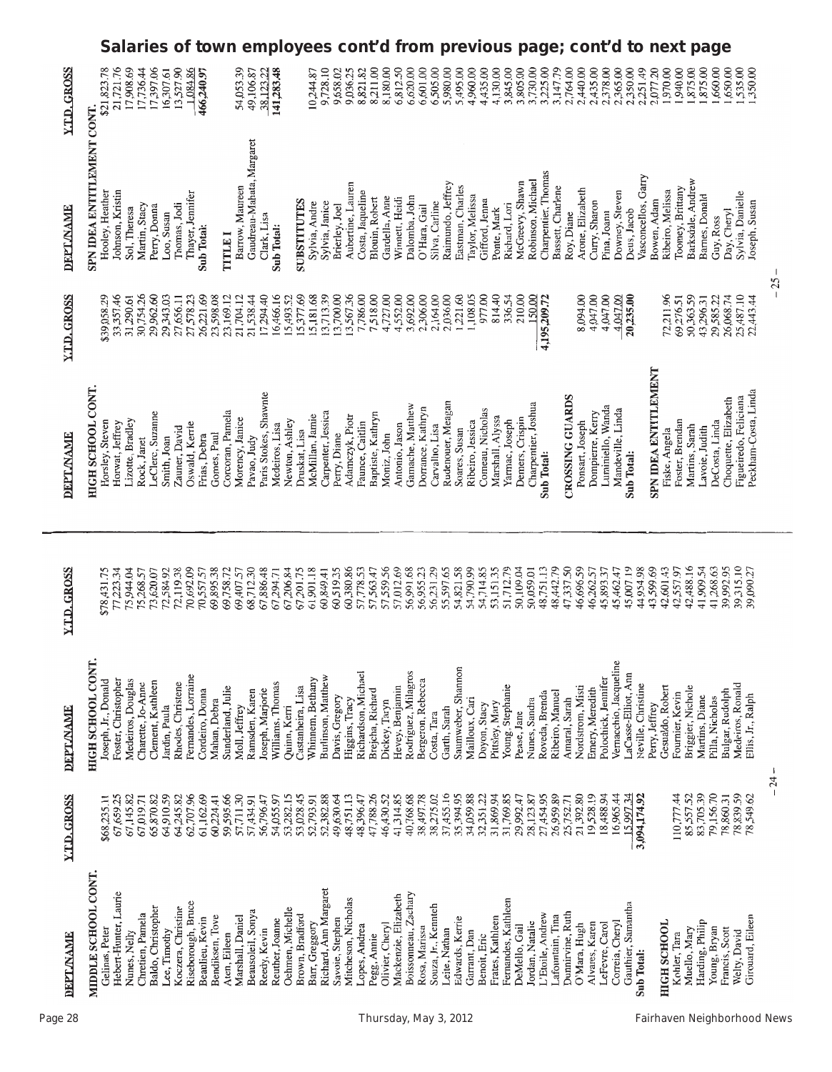# Salaries of town employees cont'd from previous page; cont'd to next page

| DEPT/NAME | Y.T.D. GROSS |
|---|---|
| **MIDDLE SCHOOL CONT.** | |
| Gelinas, Peter | $68,235.11 |
| Hebert-Hunter, Laurie | 67,659.25 |
| Nunes, Nelly | 67,145.82 |
| Chretien, Pamela | 67,019.71 |
| Baldo, Christopher | 65,870.82 |
| Lee, Timothy | 64,910.59 |
| Koczera, Christine | 64,245.82 |
| Riseborough, Bruce | 62,707.96 |
| Beaulieu, Kevin | 61,162.69 |
| Bendiksen, Tove | 60,224.41 |
| Aten, Eileen | 59,595.66 |
| Marshall, Daniel | 57,711.30 |
| Beausoleil, Sonya | 57,434.91 |
| Reedy, Kevin | 56,796.47 |
| Reuther, Joanne | 54,055.97 |
| Oehmen, Michelle | 53,282.15 |
| Brown, Bradford | 53,028.45 |
| Barr, Gregory | 52,793.91 |
| Richard, Ann Margaret | 52,382.88 |
| Savoie, Stephen | 49,630.64 |
| Mitcheson, Nicholas | 48,751.13 |
| Lopes, Andrea | 48,396.47 |
| Pegg, Annie | 47,788.26 |
| Olivier, Cheryl | 46,430.52 |
| Mackenzie, Elizabeth | 41,314.85 |
| Boissonneau, Zachary | 40,768.68 |
| Rosa, Marissa | 38,497.78 |
| Souza, Jr., Kenneth | 38,275.02 |
| Leite, Nathan | 37,455.16 |
| Edwards, Kerrie | 35,394.95 |
| Garrant, Dan | 34,059.88 |
| Benoit, Eric | 32,351.22 |
| Frates, Kathleen | 31,869.94 |
| Fernandes, Kathleen | 31,769.85 |
| DeMello, Gail | 29,992.47 |
| Jordan, Natalie | 28,123.87 |
| L'Etoile, Andrew | 27,454.95 |
| Lafountain, Tina | 26,959.89 |
| Dunnirvine, Ruth | 25,752.71 |
| O'Mara, Hugh | 21,392.80 |
| Alvares, Karen | 19,528.19 |
| LeFevre, Carol | 18,488.94 |
| Correia, Cheryl | 16,965.44 |
| Gauthier, Samantha | 15,997.34 |
| **Sub Total:** | **3,094,174.92** |
| **HIGH SCHOOL** | |
| Kohler, Tara | 110,777.44 |
| Muello, Mary | 85,557.52 |
| Harding, Philip | 83,705.39 |
| Young, Bryan | 79,156.70 |
| Francis, Scott | 78,860.31 |
| Welty, David | 78,839.59 |
| Girouard, Eileen | 78,549.62 |
| **HIGH SCHOOL CONT.** | |
| Joseph, Jr., Donald | $78,431.75 |
| Foster, Christopher | 77,223.34 |
| Medeiros, Douglas | 75,944.04 |
| Charette, Jo-Anne | 75,268.57 |
| Clement, Kathleen | 73,620.07 |
| Jardin, Paula | 72,584.92 |
| Rhodes, Christene | 72,119.38 |
| Fernandes, Lorraine | 70,692.09 |
| Cordeiro, Donna | 70,557.57 |
| Mahan, Debra | 69,895.38 |
| Sunderland, Julie | 69,758.72 |
| Moll, Jeffrey | 69,407.57 |
| Ramsden, Karen | 68,712.30 |
| Joseph, Marjorie | 67,886.48 |
| Williams, Thomas | 67,294.71 |
| Quinn, Kerri | 67,206.84 |
| Castanheira, Lisa | 67,201.75 |
| Whimmem, Bethany | 61,901.18 |
| Burlinson, Matthew | 60,849.41 |
| Davis, Gregory | 60,519.35 |
| Higgins, Tracy | 60,380.86 |
| Richardson, Michael | 57,778.53 |
| Brejcha, Richard | 57,563.47 |
| Dickey, Taryn | 57,559.56 |
| Hevey, Benjamin | 57,012.69 |
| Rodriguez, Milagros | 56,991.68 |
| Bergeron, Rebecca | 56,955.23 |
| Costa, Tara | 56,231.29 |
| Garth, Sarah | 55,597.65 |
| Saumweber, Shannon | 54,821.58 |
| Mailloux, Cari | 54,790.99 |
| Doyon, Stacy | 54,714.85 |
| Pittsley, Mary | 53,151.35 |
| Young, Stephanie | 51,712.79 |
| Pease, Jane | 50,109.04 |
| Nunes, Sandra | 50,059.01 |
| Roveda, Brenda | 48,751.13 |
| Ribeiro, Manuel | 48,442.79 |
| Amaral, Sarah | 47,337.50 |
| Nordstrom, Misti | 46,696.59 |
| Emery, Meredith | 46,262.57 |
| Polochick, Jennifer | 45,893.37 |
| Vernacchio, Jacqueline | 45,462.47 |
| LaCasse-Elliot, Ann | 45,007.19 |
| Neville, Christine | 44,954.98 |
| Perry, Jeffrey | 43,599.69 |
| Gesualdo, Robert | 42,601.43 |
| Fournier, Kevin | 42,557.97 |
| Briggier, Nichole | 42,488.16 |
| Martins, Diane | 41,909.54 |
| Pilla, Nicholas | 41,268.63 |
| Bulgar, Rudolph | 39,992.95 |
| Medeiros, Ronald | 39,315.10 |
| Ellis, Jr., Ralph | 39,090.27 |
| **HIGH SCHOOL CONT.** | |
| Horsley, Steven | $39,058.29 |
| Horwat, Jeffrey | 33,357.46 |
| Lizotte, Bradley | 31,290.61 |
| Rock, Janet | 30,754.26 |
| LeClerc, Suzanne | 29,962.60 |
| Smith, Joan | 29,343.03 |
| Zauner, David | 27,656.11 |
| Oswald, Kerrie | 27,578.23 |
| Frias, Debra | 26,221.69 |
| Gomes, Paul | 23,598.08 |
| Corcoran, Pamela | 23,169.12 |
| Morency, Janice | 21,704.12 |
| Pavao, Judy | 21,538.44 |
| Paris Stokes, Shawnte | 17,294.40 |
| Medeiros, Lisa | 16,466.16 |
| Newton, Ashley | 15,493.52 |
| Druskat, Lisa | 15,377.69 |
| McMillan, Jamie | 15,181.68 |
| Carpenter, Jessica | 13,713.39 |
| Perry, Diane | 13,700.00 |
| Adamczyk, Piotr | 13,567.36 |
| Faunce, Caitlin | 7,786.00 |
| Baptiste, Kathryn | 7,518.00 |
| Moniz, John | 4,727.00 |
| Antonio, Jason | 4,552.00 |
| Gamache, Matthew | 3,692.00 |
| Dorrance, Kathryn | 2,306.00 |
| Carvalho, Lisa | 2,164.00 |
| Rudenouer, Meagan | 2,036.00 |
| Soares, Susan | 1,221.60 |
| Ribeiro, Jessica | 1,108.05 |
| Comeau, Nicholas | 977.00 |
| Marshall, Alyssa | 814.40 |
| Yarmac, Joseph | 336.54 |
| Demers, Crispin | 210.00 |
| Charpentier, Joshua | 150.00 |
| **Sub Total:** | **4,195,209.72** |
| **CROSSING GUARDS** | |
| Ponsart, Joseph | 8,094.00 |
| Dompierre, Kerry | 4,047.00 |
| Luminiello, Wanda | 4,047.00 |
| Mandeville, Linda | 4,047.00 |
| **Sub Total:** | **20,235.00** |
| **SPN IDEA ENTITLEMENT** | |
| Fiske, Angela | 72,211.96 |
| Foster, Brendan | 69,276.51 |
| Martins, Sarah | 50,363.59 |
| Lavoie, Judith | 43,296.31 |
| DeCosta, Linda | 29,585.22 |
| Choquette, Elizabeth | 26,068.74 |
| Figueiredo, Feliciana | 25,487.10 |
| Peckham-Costa, Linda | 22,443.44 |
| **SPN IDEA ENTITLEMENT CONT.** | |
| Hooley, Heather | $21,823.78 |
| Johnson, Kristin | 21,721.76 |
| Sol, Theresa | 17,908.69 |
| Martin, Stacy | 17,736.44 |
| Perry, Donna | 17,397.06 |
| Loo, Susan | 16,307.61 |
| Thomas, Jodi | 13,527.90 |
| Thayer, Jennifer | 1,084.86 |
| **Sub Total:** | **466,240.97** |
| **TITLE I** | |
| Barrow, Maureen | 54,053.39 |
| Gaudreau-Mahata, Margaret | 49,106.87 |
| Clark, Lisa | 38,123.22 |
| **Sub Total:** | **141,283.48** |
| **SUBSTITUTES** | |
| Sylvia, Andre | 10,244.87 |
| Sylvia, Janice | 9,728.10 |
| Brierley, Joel | 9,658.02 |
| Aubertine, Lauren | 9,036.25 |
| Costa, Jaqueline | 8,821.82 |
| Blouin, Robert | 8,211.00 |
| Gardella, Anne | 8,180.00 |
| Winnett, Heidi | 6,812.50 |
| Dalomba, John | 6,620.00 |
| O'Hara, Gail | 6,601.00 |
| Silva, Carline | 6,505.00 |
| Raimundo, Jeffrey | 5,980.00 |
| Eastman, Charles | 5,495.00 |
| Taylor, Melissa | 4,960.00 |
| Gifford, Jenna | 4,435.00 |
| Ponte, Mark | 4,130.00 |
| Richard, Lori | 3,845.00 |
| McGreevy, Shawn | 3,805.00 |
| Robinson, Michael | 3,730.00 |
| Charpentier, Thomas | 3,225.00 |
| Bassett, Charlene | 3,147.79 |
| Roy, Diane | 2,764.00 |
| Arone, Elizabeth | 2,440.00 |
| Curry, Sharon | 2,435.00 |
| Pina, Joann | 2,378.00 |
| Downey, Steven | 2,365.00 |
| Deus, Jacob | 2,350.00 |
| Vasconcellos, Garry | 2,251.49 |
| Bowen, Adam | 2,077.20 |
| Ribeiro, Melissa | 1,970.00 |
| Toomey, Brittany | 1,940.00 |
| Barksdale, Andrew | 1,875.00 |
| Barnes, Donald | 1,875.00 |
| Guy, Ross | 1,660.00 |
| Day, Cheryl | 1,650.00 |
| Sylvia, Danielle | 1,535.00 |
| Joseph, Susan | 1,350.00 |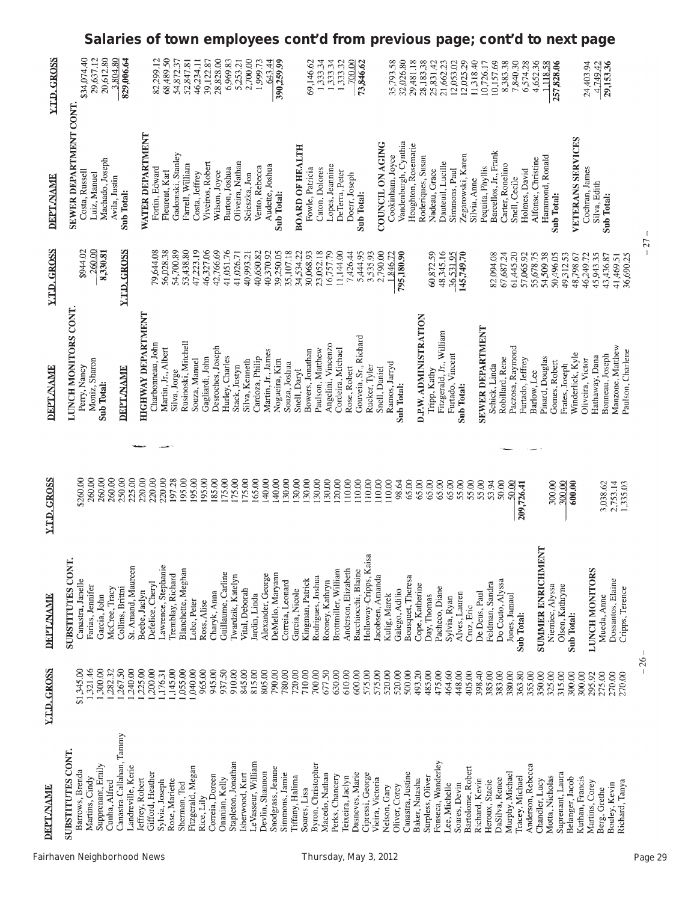# Salaries of town employees cont'd from previous page; cont'd to next page

| DEPT/NAME | Y.T.D. GROSS |
|---|---|
| **SUBSTITUTES CONT.** | |
| Barrows, Brenda | $1,345.00 |
| Martins, Cindy | 1,321.46 |
| Supprenant, Emily | 1,300.00 |
| Cunha, Alfred | 1,282.32 |
| Canastra-Callahan, Tammy | 1,267.50 |
| Landreville, Kerie | 1,240.00 |
| Jeffrey, Robert | 1,225.00 |
| Gifford, Heather | 1,200.00 |
| Sylvia, Joseph | 1,176.31 |
| Rose, Mariette | 1,145.00 |
| Sherman, Ted | 1,055.00 |
| Fitzgerald, Megan | 1,040.00 |
| Rice, Lily | 965.00 |
| Correia, Doreen | 945.00 |
| Onanian, Kelly | 937.50 |
| Stapleton, Jonathan | 910.00 |
| Isherwood, Kurt | 845.00 |
| LeVasseur, William | 815.00 |
| Devlin, Shannon | 805.00 |
| Snodgrass, Jeanne | 790.00 |
| Simmons, Jamie | 780.00 |
| Tiffany, Halima | 720.00 |
| Soares, Lisa | 710.00 |
| Byron, Christopher | 700.00 |
| Macedo, Nathan | 677.50 |
| Parks, Chancery | 630.00 |
| Teixeira, Jaclyn | 610.00 |
| Desneves, Marie | 600.00 |
| Cipressi, George | 575.00 |
| Vieira, Victoria | 575.00 |
| Nelson, Gary | 520.00 |
| Oliver, Corey | 520.00 |
| Canastra, Justine | 500.00 |
| Baker, Natasha | 493.20 |
| Surpless, Oliver | 485.00 |
| Fonseca, Wanderley | 475.00 |
| Lee, Michelle | 464.60 |
| Soares, Devin | 448.00 |
| Bartolome, Robert | 405.00 |
| Richard, Kevin | 398.40 |
| Heroux, Stacie | 385.00 |
| DaSilva, Renee | 383.00 |
| Murphy, Michael | 380.00 |
| Tracey, Michael | 363.80 |
| Anderson, Rebecca | 355.00 |
| Chandler, Lucy | 350.00 |
| Motta, Nicholas | 325.00 |
| Suprenant, Laura | 315.00 |
| Belanger, Jacob | 300.00 |
| Kuthan, Francis | 300.00 |
| Martins, Corey | 295.92 |
| Berg, Grethe | 275.00 |
| Bouley, Kevin | 270.00 |
| Richard, Tanya | 270.00 |
| Canastra, Janelle | $260.00 |
| Farias, Jennifer | 260.00 |
| Garcia, John | 260.00 |
| McCree, Tracy | 260.00 |
| Collins, Brittni | 250.00 |
| St. Amand, Maureen | 225.00 |
| Beebe, Jaclyn | 220.00 |
| Defelice, Cheryl | 220.00 |
| Lawrence, Stephanie | 220.00 |
| Tremblay, Richard | 197.28 |
| Blanchette, Meghan | 195.00 |
| Lobo, Peter | 195.00 |
| Ross, Alise | 195.00 |
| Charyk, Anna | 185.00 |
| Guillaume, Carline | 175.00 |
| Twardzik, Katelyn | 175.00 |
| Vital, Deborah | 175.00 |
| Jardin, Linda | 165.00 |
| Alexander, George | 140.00 |
| DeMello, Maryann | 140.00 |
| Correia, Leonard | 130.00 |
| Garcia, Nicole | 130.00 |
| Kingman, Patrick | 130.00 |
| Rodrigues, Joshua | 130.00 |
| Rooney, Kathryn | 130.00 |
| Brottmiller, William | 120.00 |
| Anderson, Elizabeth | 110.00 |
| Bacchiocchi, Blaine | 110.00 |
| Holloway-Cripps, Kaisa | 110.00 |
| Jacobsen, Amanda | 110.00 |
| Kulig, Marek | 110.00 |
| Galego, Adilio | 98.64 |
| Bousquet, Theresa | 65.00 |
| Cope, Katherine | 65.00 |
| Day, Thomas | 65.00 |
| Pacheco, Diane | 65.00 |
| Sylvia, Ryan | 65.00 |
| Alves, Lauren | 55.00 |
| Cruz, Eric | 55.00 |
| De Deus, Paul | 55.00 |
| Feldman, Sandra | 53.94 |
| Do Couto, Alyssa | 50.00 |
| Jones, Jamaul | 50.00 |
| **Sub Total:** | **209,726.41** |
| **SUMMER ENRICHMENT** | |
| Niemiec, Alyssa | 300.00 |
| Olsen, Kathryne | 300.00 |
| **Sub Total:** | **600.00** |
| **LUNCH MONITORS** | |
| Mueda, Anne | 3,038.62 |
| Dossantos, Elaine | 2,753.14 |
| Cripps, Terence | 1,335.03 |
| **LUNCH MONITORS CONT.** | |
| Perry, Nancy | $944.02 |
| Moniz, Sharon | 260.00 |
| **Sub Total:** | **8,330.81** |
| **HIGHWAY DEPARTMENT** | |
| Charbonneau, John | 79,644.08 |
| Martin, Jr., Albert | 56,028.38 |
| Silva, Jorge | 54,700.89 |
| Rusinoski, Mitchell | 53,438.80 |
| Souza, Manuel | 47,223.19 |
| Gagliardi, John | 46,327.06 |
| Desroches, Joseph | 42,766.69 |
| Hurley, Charles | 41,051.76 |
| Stack, Justyn | 41,026.71 |
| Silva, Kenneth | 40,993.21 |
| Cardoza, Philip | 40,650.82 |
| Martin, Jr., James | 40,370.92 |
| Nogueira, Kim | 39,250.05 |
| Souza, Joshua | 35,107.18 |
| Snell, Daryl | 34,534.22 |
| Bowers, Jonathan | 30,068.93 |
| Paulson, Matthew | 23,052.18 |
| Angelini, Vincenzo | 16,757.79 |
| Cordeira, Michael | 11,144.00 |
| Rose, Robert | 7,426.44 |
| Gouveia, Sr., Richard | 5,444.95 |
| Rucker, Tyler | 3,535.93 |
| Snell, Daniel | 2,790.00 |
| Ramos, Jarryd | 1,846.72 |
| **Sub Total:** | **795,180.90** |
| **D.P.W. ADMINISTRATION** | |
| Tripp, Kathy | 60,872.59 |
| Fitzgerald, Jr., William | 48,345.16 |
| Furtado, Vincent | 36,531.95 |
| **Sub Total:** | **145,749.70** |
| **SEWER DEPARTMENT** | |
| Schick, Linda | 82,094.08 |
| Robillard, Rene | 67,687.24 |
| Paczosa, Raymond | 61,445.20 |
| Furtado, Jeffrey | 57,065.92 |
| Barlow, Lee | 55,678.75 |
| Pinard, Douglas | 54,509.38 |
| Gomes, Robert | 50,496.05 |
| Frates, Joseph | 49,312.53 |
| Winderlick, Kyle | 48,798.67 |
| Oliveira, Victor | 46,249.72 |
| Hathaway, Dana | 45,943.35 |
| Bonneau, Joseph | 43,436.87 |
| Manzone, Matthew | 41,469.51 |
| Paulson, Charlene | 36,690.25 |
| **SEWER DEPARTMENT CONT.** | |
| Costa, Russell | $34,074.40 |
| Luiz, Manuel | 29,637.12 |
| Machado, Joseph | 20,612.80 |
| Avila, Justin | 3,804.80 |
| **Sub Total:** | **829,006.64** |
| **WATER DEPARTMENT** | |
| Fortin, Edward | 82,299.12 |
| Fleurent, Karl | 68,489.50 |
| Gadomski, Stanley | 54,872.37 |
| Farrell, William | 52,847.81 |
| Costa, Jeffrey | 46,234.11 |
| Viveiros, Robert | 39,122.87 |
| Wilson, Joyce | 28,828.00 |
| Burton, Joshua | 6,969.83 |
| Oliveira, Nathan | 5,253.21 |
| Scieszka, Jon | 2,700.00 |
| Vento, Rebecca | 1,999.73 |
| Audette, Joshua | 643.44 |
| **Sub Total:** | **390,259.99** |
| **BOARD OF HEALTH** | |
| Fowle, Patricia | 69,146.62 |
| Caton, Dolores | 1,333.34 |
| Lopes, Jeannine | 1,333.34 |
| DeTerra, Peter | 1,333.32 |
| Doerr, Joseph | 700.00 |
| **Sub Total:** | **73,846.62** |
| **COUNCIL ON AGING** | |
| Cookinham, Joyce | 35,793.58 |
| Vandenburgh, Cynthia | 32,026.80 |
| Houghton, Rosemarie | 29,481.18 |
| Roderiques, Susan | 28,183.38 |
| Nadeau, Grace | 25,831.42 |
| Dauteuil, Lucille | 21,662.23 |
| Simmons, Paul | 12,053.02 |
| Zegarowski, Karen | 12,025.29 |
| Silvia, Anne | 11,318.40 |
| Pequita, Phyllis | 10,726.17 |
| Barcellos, Jr., Frank | 10,157.69 |
| Carter, Ronelino | 8,383.38 |
| Snell, Cecile | 7,840.30 |
| Holmes, David | 6,574.28 |
| Alfonse, Christine | 4,652.36 |
| Hammond, Ronald | 1,118.58 |
| **Sub Total:** | **257,828.06** |
| **VETERANS SERVICES** | |
| Cochran, James | 24,403.94 |
| Silva, Edith | 4,749.42 |
| **Sub Total:** | **29,153.36** |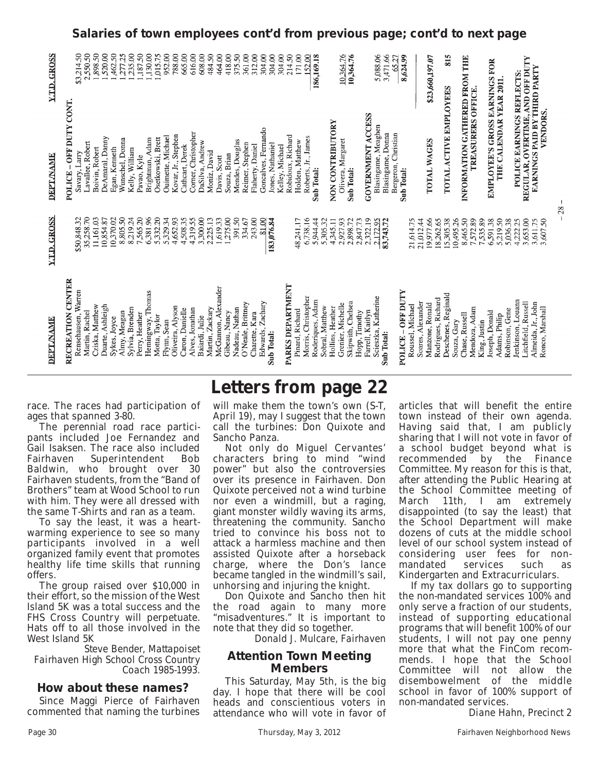## Salaries of town employees cont'd from previous page; cont'd to next page

| DEPT/NAME | Y.T.D. GROSS |
|---|---|
| **RECREATION CENTER** | |
| Rensehausen, Warren | $50,848.32 |
| Martin, Rachel | 35,258.70 |
| Cziska, Matthew | 11,161.03 |
| Duarte, Ashleigh | 10,854.87 |
| Sykes, Joyce | 10,370.02 |
| Almy, Meagan | 8,805.50 |
| Sylvia, Brenden | 8,219.24 |
| Perry, Heather | 7,565.20 |
| Hemingway, Thomas | 6,381.96 |
| Motta, Taylor | 5,332.20 |
| Flynn, Sean | 5,329.34 |
| Oliveira, Alyson | 4,652.93 |
| Caron, Danielle | 4,508.35 |
| Alves, Jonathan | 4,319.55 |
| Baiardi, Julie | 3,300.00 |
| Martin, Zackary | 2,225.13 |
| McGannon, Alexander | 1,619.33 |
| Gibeau, Nancy | 1,275.00 |
| Nadeau, Nathan | 391.50 |
| O'Neale, Brittney | 334.67 |
| Charette, Kara | 243.00 |
| Edwards, Zachary | 81.00 |
| **Sub Total:** | **183,076.84** |
| **PARKS DEPARTMENT** | |
| Pinard, Richard | 48,241.17 |
| Morris, Christopher | 6,738.16 |
| Roderiques, Adam | 5,944.44 |
| Sobral, Matthew | 5,305.32 |
| Hollins, Heather | 4,345.11 |
| Grenier, Michelle | 2,927.93 |
| Skipwith, Chelsea | 2,898.72 |
| Hopp, Timothy | 2,847.73 |
| Farrell, Kaitlyn | 2,322.19 |
| Scieszka, Katherine | 2,172.95 |
| **Sub Total:** | **83,743.72** |
| **POLICE – OFF DUTY** | |
| Roussel, Michael | 21,614.75 |
| Soares, Alexander | 21,012.44 |
| Manzone, Ronald | 19,977.66 |
| Rodrigues, Richard | 18,262.65 |
| Deschenes, Reginald | 15,305.38 |
| Souza, Gary | 10,495.26 |
| Chase, Russell | 8,465.50 |
| Mendoza, Adam | 7,572.89 |
| King, Justin | 7,535.89 |
| Joseph, Donald | 6,591.38 |
| Adams, Philip | 5,219.50 |
| Robinson, Gene | 5,036.38 |
| Jenkinson, Louann | 4,222.25 |
| Litchfield, Russell | 3,653.00 |
| Almeida, Jr., John | 3,611.75 |
| Ronco, Marshall | 3,607.50 |
| **POLICE – OFF DUTY CONT.** | |
| Savary, Larry | $3,214.50 |
| Lavallee, Robert | 2,550.50 |
| Boivin, Robert | 1,898.50 |
| DeAmaral, Danny | 1,520.00 |
| Egan, Kenneth | 1,462.50 |
| Wunschel, Donna | 1,277.25 |
| Kelly, William | 1,235.00 |
| Pavao, Kyle | 1,187.50 |
| Brightman, Adam | 1,130.00 |
| Osetkowski, Brett | 1,015.75 |
| Ouimette, Michael | 952.00 |
| Kovar, Jr., Stephen | 788.00 |
| Cathcart, Derek | 665.00 |
| Comer, Christopher | 616.00 |
| DaSilva, Andrew | 608.00 |
| Moniz, David | 484.50 |
| Davis, Scott | 464.00 |
| Souza, Brian | 418.00 |
| Mendes, Douglas | 375.50 |
| Reimer, Stephen | 361.00 |
| Flaherty, Daniel | 312.00 |
| Goncalves, Fernando | 304.00 |
| Jones, Nathaniel | 304.00 |
| Kelley, Michael | 304.00 |
| Robidoux, Richard | 214.50 |
| Holden, Matthew | 171.00 |
| Roberts, Jr., James | 152.00 |
| **Sub Total:** | **186,169.18** |
| **NON CONTRIBUTORY** | |
| Olivera, Margaret | 10,364.76 |
| **Sub Total:** | **10,364.76** |
| **GOVERNMENT ACCESS** | |
| Blasingame, Meaghen | 5,088.06 |
| Blasingame, Donna | 3,471.66 |
| Bergeron, Christian | 65.27 |
| **Sub Total:** | **8,624.99** |
| **TOTAL WAGES** | **$23,660,197.07** |
| **TOTAL ACTIVE EMPLOYEES** | **815** |

**INFORMATION GATHERED FROM THE TREASURERS OFFICE.**

**EMPLOYEE'S GROSS EARNINGS FOR THE CALENDAR YEAR 2011.**

**POLICE EARNINGS REFLECTS: REGULAR, OVERTIME, AND OFF DUTY EARNINGS PAID BY THIRD PARTY VENDORS.**

# Letters from page 22

race. The races had participation of ages that spanned 3-80.

The perennial road race participants included Joe Fernandez and Gail Isaksen. The race also included Fairhaven Superintendent Bob Baldwin, who brought over 30 Fairhaven students, from the "Band of Brothers" team at Wood School to run with him. They were all dressed with the same T-Shirts and ran as a team.

To say the least, it was a heart-warming experience to see so many participants involved in a well organized family event that promotes healthy life time skills that running offers.

The group raised over $10,000 in their effort, so the mission of the West Island 5K was a total success and the FHS Cross Country will perpetuate. Hats off to all those involved in the West Island 5K

*Steve Bender, Mattapoiset*
*Fairhaven High School Cross Country Coach 1985-1993.*

### How about these names?

Since Maggi Pierce of Fairhaven commented that naming the turbines will make them the town's own (S-T, April 19), may I suggest that the town call the turbines: Don Quixote and Sancho Panza.

Not only do Miguel Cervantes' characters bring to mind "wind power" but also the controversies over its presence in Fairhaven. Don Quixote perceived not a wind turbine nor even a windmill, but a raging, giant monster wildly waving its arms, threatening the community. Sancho tried to convince his boss not to attack a harmless machine and then assisted Quixote after a horseback charge, where the Don's lance became tangled in the windmill's sail, unhorsing and injuring the knight.

Don Quixote and Sancho then hit the road again to many more "misadventures." It is important to note that they did so together.

*Donald J. Mulcare, Fairhaven*

### Attention Town Meeting Members

This Saturday, May 5th, is the big day. I hope that there will be cool heads and conscientious voters in attendance who will vote in favor of articles that will benefit the entire town instead of their own agenda. Having said that, I am publicly sharing that I will not vote in favor of a school budget beyond what is recommended by the Finance Committee. My reason for this is that, after attending the Public Hearing at the School Committee meeting of March 11th, I am extremely disappointed (to say the least) that the School Department will make dozens of cuts at the middle school level of our school system instead of considering user fees for non-mandated services such as Kindergarten and Extracurriculars.

If my tax dollars go to supporting the non-mandated services 100% and only serve a fraction of our students, instead of supporting educational programs that will benefit 100% of our students, I will not pay one penny more that what the FinCom recommends. I hope that the School Committee will not allow the disembowelment of the middle school in favor of 100% support of non-mandated services.

*Diane Hahn, Precinct 2*